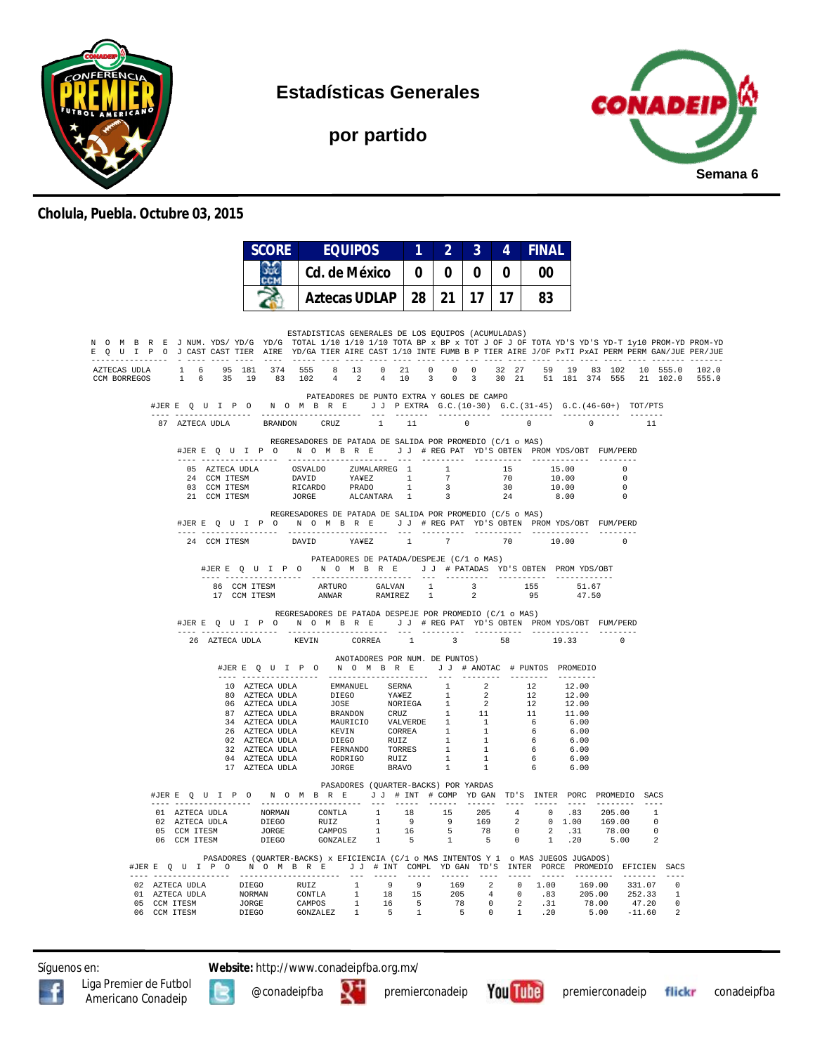# Estadísticas Generales

## por partido

**Semana 6**

**Cholula, Puebla. Octubre 03, 2015**

| SCORE | EQUIPOS | 1 | 2 | 3 | 4 | FINAL |
|---|---|---|---|---|---|---|
| | Cd. de México | 0 | 0 | 0 | 0 | 00 |
| | Aztecas UDLAP | 28 | 21 | 17 | 17 | 83 |

### ESTADISTICAS GENERALES DE LOS EQUIPOS (ACUMULADAS)

| NOMBRE EQUIPO | J J | NUM. CAST | YDS/ CAST | YD/G TIER | YD/G AIRE | TOTAL YD/GA | 1/10 TIER | 1/10 AIRE | 1/10 CAST | TOTA 1/10 | BP x INTE | BP x FUMB | TOT B P | J OF TIER | J OF AIRE | TOTA J/OF | YD'S PxTI | YD'S PxAI | YD-T PERM | 1y10 PERM | PROM-YD GAN/JUE | PROM-YD PER/JUE |
|---|---|---|---|---|---|---|---|---|---|---|---|---|---|---|---|---|---|---|---|---|---|---|
| AZTECAS UDLA | 1 | 6 | 95 | 181 | 374 | 555 | 8 | 13 | 0 | 21 | 0 | 0 | 0 | 32 | 27 | 59 | 19 | 83 | 102 | 10 | 555.0 | 102.0 |
| CCM BORREGOS | 1 | 6 | 35 | 19 | 83 | 102 | 4 | 2 | 4 | 10 | 3 | 0 | 3 | 30 | 21 | 51 | 181 | 374 | 555 | 21 | 102.0 | 555.0 |

### PATEADORES DE PUNTO EXTRA Y GOLES DE CAMPO

| #JER | EQUIPO | NOMBRE | | J J | P EXTRA | G.C.(10-30) | G.C.(31-45) | G.C.(46-60+) | TOT/PTS |
|---|---|---|---|---|---|---|---|---|---|
| 87 | AZTECA UDLA | BRANDON | CRUZ | 1 | 11 | 0 | 0 | 0 | 11 |

### REGRESADORES DE PATADA DE SALIDA POR PROMEDIO (C/1 o MAS)

| #JER | EQUIPO | NOMBRE | | J J | # REG PAT | YD'S OBTEN | PROM YDS/OBT | FUM/PERD |
|---|---|---|---|---|---|---|---|---|
| 05 | AZTECA UDLA | OSVALDO | ZUMALARREG | 1 | 1 | 15 | 15.00 | 0 |
| 24 | CCM ITESM | DAVID | YA¥EZ | 1 | 7 | 70 | 10.00 | 0 |
| 03 | CCM ITESM | RICARDO | PRADO | 1 | 3 | 30 | 10.00 | 0 |
| 21 | CCM ITESM | JORGE | ALCANTARA | 1 | 3 | 24 | 8.00 | 0 |

### REGRESADORES DE PATADA DE SALIDA POR PROMEDIO (C/5 o MAS)

| #JER | EQUIPO | NOMBRE | | J J | # REG PAT | YD'S OBTEN | PROM YDS/OBT | FUM/PERD |
|---|---|---|---|---|---|---|---|---|
| 24 | CCM ITESM | DAVID | YA¥EZ | 1 | 7 | 70 | 10.00 | 0 |

### PATEADORES DE PATADA/DESPEJE (C/1 o MAS)

| #JER | EQUIPO | NOMBRE | | J J | # PATADAS | YD'S OBTEN | PROM YDS/OBT |
|---|---|---|---|---|---|---|---|
| 86 | CCM ITESM | ARTURO | GALVAN | 1 | 3 | 155 | 51.67 |
| 17 | CCM ITESM | ANWAR | RAMIREZ | 1 | 2 | 95 | 47.50 |

### REGRESADORES DE PATADA DESPEJE POR PROMEDIO (C/1 o MAS)

| #JER | EQUIPO | NOMBRE | | J J | # REG PAT | YD'S OBTEN | PROM YDS/OBT | FUM/PERD |
|---|---|---|---|---|---|---|---|---|
| 26 | AZTECA UDLA | KEVIN | CORREA | 1 | 3 | 58 | 19.33 | 0 |

### ANOTADORES POR NUM. DE PUNTOS)

| #JER | EQUIPO | NOMBRE | | J J | # ANOTAC | # PUNTOS | PROMEDIO |
|---|---|---|---|---|---|---|---|
| 10 | AZTECA UDLA | EMMANUEL | SERNA | 1 | 2 | 12 | 12.00 |
| 80 | AZTECA UDLA | DIEGO | YA¥EZ | 1 | 2 | 12 | 12.00 |
| 06 | AZTECA UDLA | JOSE | NORIEGA | 1 | 2 | 12 | 12.00 |
| 87 | AZTECA UDLA | BRANDON | CRUZ | 1 | 11 | 11 | 11.00 |
| 34 | AZTECA UDLA | MAURICIO | VALVERDE | 1 | 1 | 6 | 6.00 |
| 26 | AZTECA UDLA | KEVIN | CORREA | 1 | 1 | 6 | 6.00 |
| 02 | AZTECA UDLA | DIEGO | RUIZ | 1 | 1 | 6 | 6.00 |
| 32 | AZTECA UDLA | FERNANDO | TORRES | 1 | 1 | 6 | 6.00 |
| 04 | AZTECA UDLA | RODRIGO | RUIZ | 1 | 1 | 6 | 6.00 |
| 17 | AZTECA UDLA | JORGE | BRAVO | 1 | 1 | 6 | 6.00 |

### PASADORES (QUARTER-BACKS) POR YARDAS

| #JER | EQUIPO | NOMBRE | | J J | # INT | # COMP | YD GAN | TD'S | INTER | PORC | PROMEDIO | SACS |
|---|---|---|---|---|---|---|---|---|---|---|---|---|
| 01 | AZTECA UDLA | NORMAN | CONTLA | 1 | 18 | 15 | 205 | 4 | 0 | .83 | 205.00 | 1 |
| 02 | AZTECA UDLA | DIEGO | RUIZ | 1 | 9 | 9 | 169 | 2 | 0 | 1.00 | 169.00 | 0 |
| 05 | CCM ITESM | JORGE | CAMPOS | 1 | 16 | 5 | 78 | 0 | 2 | .31 | 78.00 | 0 |
| 06 | CCM ITESM | DIEGO | GONZALEZ | 1 | 5 | 1 | 5 | 0 | 1 | .20 | 5.00 | 2 |

### PASADORES (QUARTER-BACKS) x EFICIENCIA (C/1 o MAS INTENTOS Y 1 o MAS JUEGOS JUGADOS)

| #JER | EQUIPO | NOMBRE | | J J | # INT | COMPL | YD GAN | TD'S | INTER | PORCE | PROMEDIO | EFICIEN | SACS |
|---|---|---|---|---|---|---|---|---|---|---|---|---|---|
| 02 | AZTECA UDLA | DIEGO | RUIZ | 1 | 9 | 9 | 169 | 2 | 0 | 1.00 | 169.00 | 331.07 | 0 |
| 01 | AZTECA UDLA | NORMAN | CONTLA | 1 | 18 | 15 | 205 | 4 | 0 | .83 | 205.00 | 252.33 | 1 |
| 05 | CCM ITESM | JORGE | CAMPOS | 1 | 16 | 5 | 78 | 0 | 2 | .31 | 78.00 | 47.20 | 0 |
| 06 | CCM ITESM | DIEGO | GONZALEZ | 1 | 5 | 1 | 5 | 0 | 1 | .20 | 5.00 | -11.60 | 2 |

Síguenos en: Liga Premier de Futbol Americano Conadeip | @conadeipfba | premierconadeip | premierconadeip | conadeipfba

**Website:** http://www.conadeipfba.org.mx/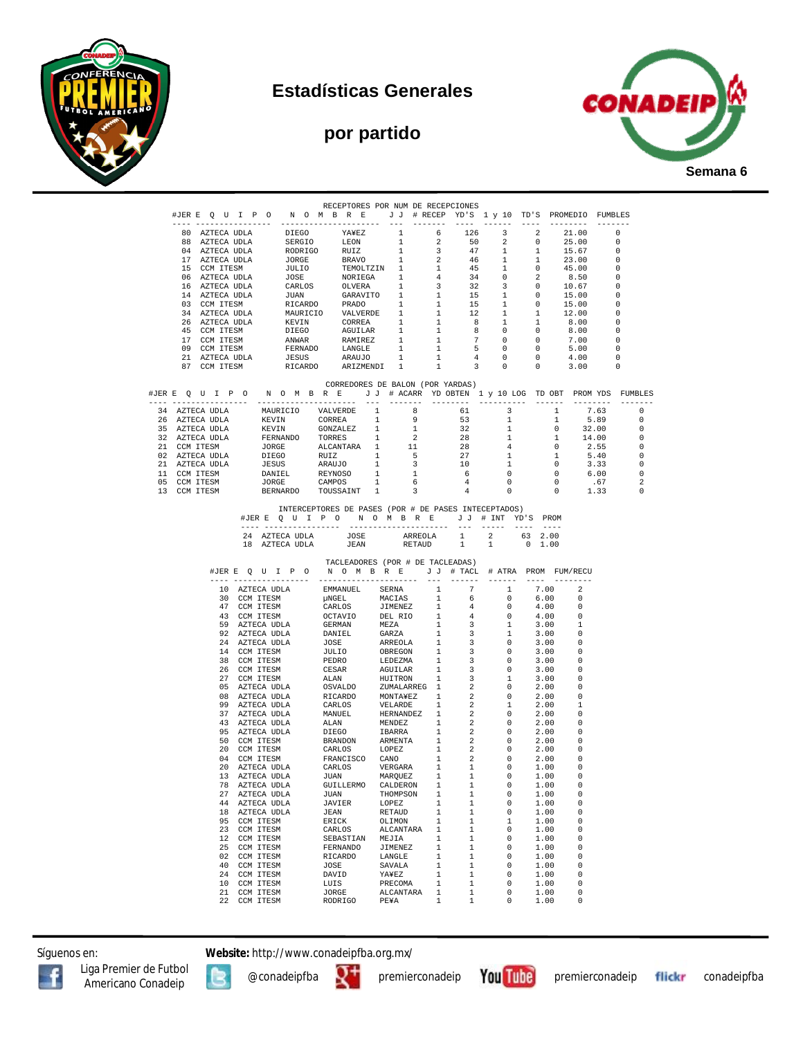# Estadísticas Generales

## por partido

Semana 6

### RECEPTORES POR NUM DE RECEPCIONES

| #JER | E Q U I P O | N O M B R E | | J J | # RECEP | YD'S | 1 y 10 | TD'S | PROMEDIO | FUMBLES |
|---|---|---|---|---|---|---|---|---|---|---|
| 80 | AZTECA UDLA | DIEGO | YA¥EZ | 1 | 6 | 126 | 3 | 2 | 21.00 | 0 |
| 88 | AZTECA UDLA | SERGIO | LEON | 1 | 2 | 50 | 2 | 0 | 25.00 | 0 |
| 04 | AZTECA UDLA | RODRIGO | RUIZ | 1 | 3 | 47 | 1 | 1 | 15.67 | 0 |
| 17 | AZTECA UDLA | JORGE | BRAVO | 1 | 2 | 46 | 1 | 1 | 23.00 | 0 |
| 15 | CCM ITESM | JULIO | TEMOLTZIN | 1 | 1 | 45 | 1 | 0 | 45.00 | 0 |
| 06 | AZTECA UDLA | JOSE | NORIEGA | 1 | 4 | 34 | 0 | 2 | 8.50 | 0 |
| 16 | AZTECA UDLA | CARLOS | OLVERA | 1 | 3 | 32 | 3 | 0 | 10.67 | 0 |
| 14 | AZTECA UDLA | JUAN | GARAVITO | 1 | 1 | 15 | 1 | 0 | 15.00 | 0 |
| 03 | CCM ITESM | RICARDO | PRADO | 1 | 1 | 15 | 1 | 0 | 15.00 | 0 |
| 34 | AZTECA UDLA | MAURICIO | VALVERDE | 1 | 1 | 12 | 1 | 1 | 12.00 | 0 |
| 26 | AZTECA UDLA | KEVIN | CORREA | 1 | 1 | 8 | 1 | 1 | 8.00 | 0 |
| 45 | CCM ITESM | DIEGO | AGUILAR | 1 | 1 | 8 | 0 | 0 | 8.00 | 0 |
| 17 | CCM ITESM | ANWAR | RAMIREZ | 1 | 1 | 7 | 0 | 0 | 7.00 | 0 |
| 09 | CCM ITESM | FERNADO | LANGLE | 1 | 1 | 5 | 0 | 0 | 5.00 | 0 |
| 21 | AZTECA UDLA | JESUS | ARAUJO | 1 | 1 | 4 | 0 | 0 | 4.00 | 0 |
| 87 | CCM ITESM | RICARDO | ARIZMENDI | 1 | 1 | 3 | 0 | 0 | 3.00 | 0 |

### CORREDORES DE BALON (POR YARDAS)

| #JER | E Q U I P O | N O M B R E | | J J | # ACARR | YD OBTEN | 1 y 10 LOG | TD OBT | PROM YDS | FUMBLES |
|---|---|---|---|---|---|---|---|---|---|---|
| 34 | AZTECA UDLA | MAURICIO | VALVERDE | 1 | 8 | 61 | 3 | 1 | 7.63 | 0 |
| 26 | AZTECA UDLA | KEVIN | CORREA | 1 | 9 | 53 | 1 | 1 | 5.89 | 0 |
| 35 | AZTECA UDLA | KEVIN | GONZALEZ | 1 | 1 | 32 | 1 | 0 | 32.00 | 0 |
| 32 | AZTECA UDLA | FERNANDO | TORRES | 1 | 2 | 28 | 1 | 1 | 14.00 | 0 |
| 21 | CCM ITESM | JORGE | ALCANTARA | 1 | 11 | 28 | 4 | 0 | 2.55 | 0 |
| 02 | AZTECA UDLA | DIEGO | RUIZ | 1 | 5 | 27 | 1 | 1 | 5.40 | 0 |
| 21 | AZTECA UDLA | JESUS | ARAUJO | 1 | 3 | 10 | 1 | 0 | 3.33 | 0 |
| 11 | CCM ITESM | DANIEL | REYNOSO | 1 | 1 | 6 | 0 | 0 | 6.00 | 0 |
| 05 | CCM ITESM | JORGE | CAMPOS | 1 | 6 | 4 | 0 | 0 | .67 | 2 |
| 13 | CCM ITESM | BERNARDO | TOUSSAINT | 1 | 3 | 4 | 0 | 0 | 1.33 | 0 |

### INTERCEPTORES DE PASES (POR # DE PASES INTECEPTADOS)

| #JER | E Q U I P O | N O M B R E | | J J | # INT | YD'S | PROM |
|---|---|---|---|---|---|---|---|
| 24 | AZTECA UDLA | JOSE | ARREOLA | 1 | 2 | 63 | 2.00 |
| 18 | AZTECA UDLA | JEAN | RETAUD | 1 | 1 | 0 | 1.00 |

### TACLEADORES (POR # DE TACLEADAS)

| #JER | E Q U I P O | N O M B R E | | J J | # TACL | # ATRA | PROM | FUM/RECU |
|---|---|---|---|---|---|---|---|---|
| 10 | AZTECA UDLA | EMMANUEL | SERNA | 1 | 7 | 1 | 7.00 | 2 |
| 30 | CCM ITESM | µNGEL | MACIAS | 1 | 6 | 0 | 6.00 | 0 |
| 47 | CCM ITESM | CARLOS | JIMENEZ | 1 | 4 | 0 | 4.00 | 0 |
| 43 | CCM ITESM | OCTAVIO | DEL RIO | 1 | 4 | 0 | 4.00 | 0 |
| 59 | AZTECA UDLA | GERMAN | MEZA | 1 | 3 | 1 | 3.00 | 1 |
| 92 | AZTECA UDLA | DANIEL | GARZA | 1 | 3 | 1 | 3.00 | 0 |
| 24 | AZTECA UDLA | JOSE | ARREOLA | 1 | 3 | 0 | 3.00 | 0 |
| 14 | CCM ITESM | JULIO | OBREGON | 1 | 3 | 0 | 3.00 | 0 |
| 38 | CCM ITESM | PEDRO | LEDEZMA | 1 | 3 | 0 | 3.00 | 0 |
| 26 | CCM ITESM | CESAR | AGUILAR | 1 | 3 | 0 | 3.00 | 0 |
| 27 | CCM ITESM | ALAN | HUITRON | 1 | 3 | 1 | 3.00 | 0 |
| 05 | AZTECA UDLA | OSVALDO | ZUMALARREG | 1 | 2 | 0 | 2.00 | 0 |
| 08 | AZTECA UDLA | RICARDO | MONTA¥EZ | 1 | 2 | 0 | 2.00 | 0 |
| 99 | AZTECA UDLA | CARLOS | VELARDE | 1 | 2 | 1 | 2.00 | 1 |
| 37 | AZTECA UDLA | MANUEL | HERNANDEZ | 1 | 2 | 0 | 2.00 | 0 |
| 43 | AZTECA UDLA | ALAN | MENDEZ | 1 | 2 | 0 | 2.00 | 0 |
| 95 | AZTECA UDLA | DIEGO | IBARRA | 1 | 2 | 0 | 2.00 | 0 |
| 50 | CCM ITESM | BRANDON | ARMENTA | 1 | 2 | 0 | 2.00 | 0 |
| 20 | CCM ITESM | CARLOS | LOPEZ | 1 | 2 | 0 | 2.00 | 0 |
| 04 | CCM ITESM | FRANCISCO | CANO | 1 | 2 | 0 | 2.00 | 0 |
| 20 | AZTECA UDLA | CARLOS | VERGARA | 1 | 1 | 0 | 1.00 | 0 |
| 13 | AZTECA UDLA | JUAN | MARQUEZ | 1 | 1 | 0 | 1.00 | 0 |
| 78 | AZTECA UDLA | GUILLERMO | CALDERON | 1 | 1 | 0 | 1.00 | 0 |
| 27 | AZTECA UDLA | JUAN | THOMPSON | 1 | 1 | 0 | 1.00 | 0 |
| 44 | AZTECA UDLA | JAVIER | LOPEZ | 1 | 1 | 0 | 1.00 | 0 |
| 18 | AZTECA UDLA | JEAN | RETAUD | 1 | 1 | 0 | 1.00 | 0 |
| 95 | CCM ITESM | ERICK | OLIMON | 1 | 1 | 1 | 1.00 | 0 |
| 23 | CCM ITESM | CARLOS | ALCANTARA | 1 | 1 | 0 | 1.00 | 0 |
| 12 | CCM ITESM | SEBASTIAN | MEJIA | 1 | 1 | 0 | 1.00 | 0 |
| 25 | CCM ITESM | FERNANDO | JIMENEZ | 1 | 1 | 0 | 1.00 | 0 |
| 02 | CCM ITESM | RICARDO | LANGLE | 1 | 1 | 0 | 1.00 | 0 |
| 40 | CCM ITESM | JOSE | SAVALA | 1 | 1 | 0 | 1.00 | 0 |
| 24 | CCM ITESM | DAVID | YA¥EZ | 1 | 1 | 0 | 1.00 | 0 |
| 10 | CCM ITESM | LUIS | PRECOMA | 1 | 1 | 0 | 1.00 | 0 |
| 21 | CCM ITESM | JORGE | ALCANTARA | 1 | 1 | 0 | 1.00 | 0 |
| 22 | CCM ITESM | RODRIGO | PE¥A | 1 | 1 | 0 | 1.00 | 0 |

Síguenos en: **Website:** http://www.conadeipfba.org.mx/

Liga Premier de Futbol Americano Conadeip | @conadeipfba | premierconadeip | premierconadeip | conadeipfba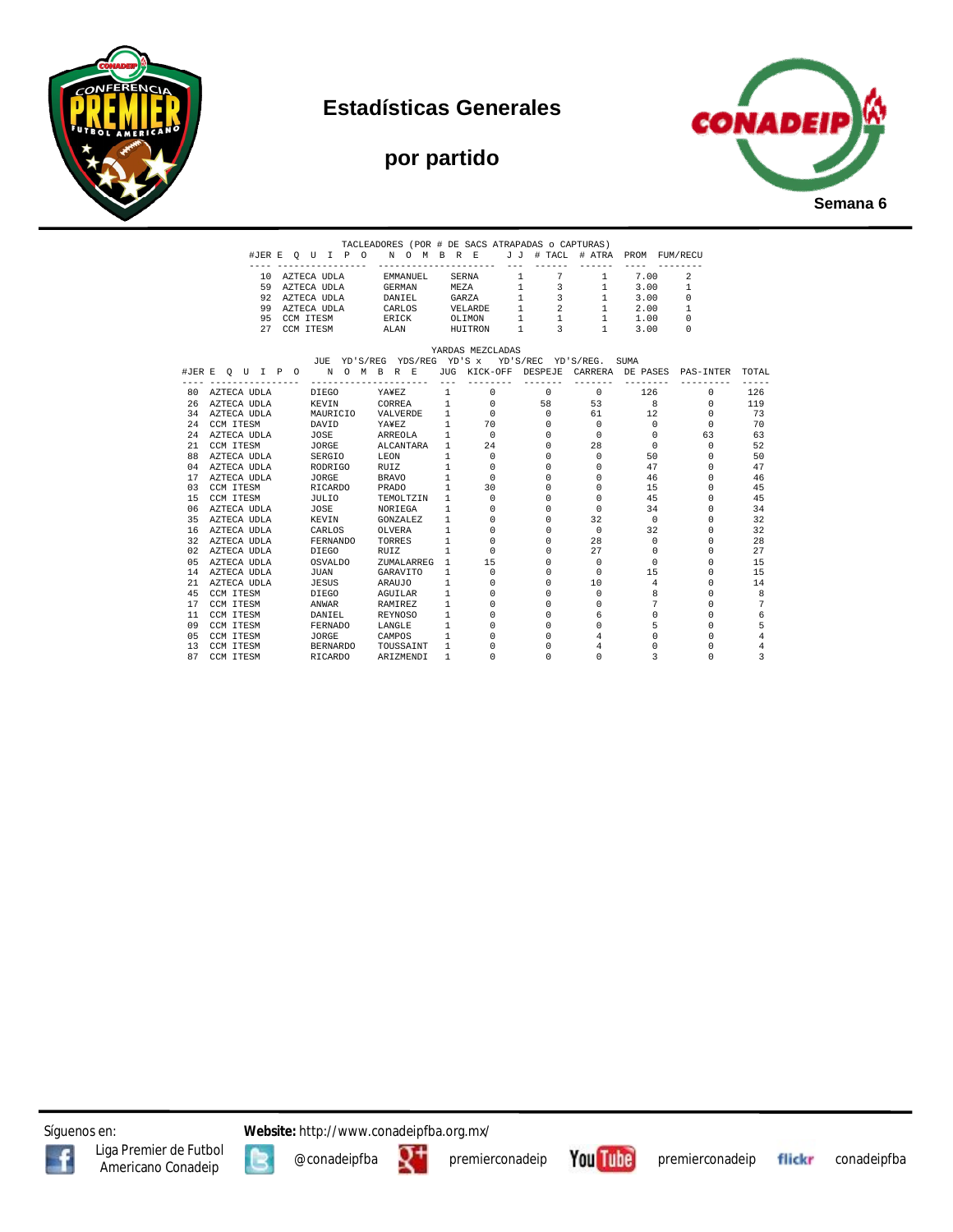# Estadísticas Generales

## por partido

Semana 6

TACLEADORES (POR # DE SACS ATRAPADAS o CAPTURAS)

| #JER | E Q U I P O | N O M B R E | | J J | # TACL | # ATRA | PROM | FUM/RECU |
|---|---|---|---|---|---|---|---|---|
| 10 | AZTECA UDLA | EMMANUEL | SERNA | 1 | 7 | 1 | 7.00 | 2 |
| 59 | AZTECA UDLA | GERMAN | MEZA | 1 | 3 | 1 | 3.00 | 1 |
| 92 | AZTECA UDLA | DANIEL | GARZA | 1 | 3 | 1 | 3.00 | 0 |
| 99 | AZTECA UDLA | CARLOS | VELARDE | 1 | 2 | 1 | 2.00 | 1 |
| 95 | CCM ITESM | ERICK | OLIMON | 1 | 1 | 1 | 1.00 | 0 |
| 27 | CCM ITESM | ALAN | HUITRON | 1 | 3 | 1 | 3.00 | 0 |

YARDAS MEZCLADAS

| #JER | E Q U I P O | N O M B R E | | JUE JUG | YD'S/REG KICK-OFF | YDS/REG DESPEJE | YD'S x CARRERA | YD'S/REC DE PASES | YD'S/REG. PAS-INTER | SUMA TOTAL |
|---|---|---|---|---|---|---|---|---|---|---|
| 80 | AZTECA UDLA | DIEGO | YA¥EZ | 1 | 0 | 0 | 0 | 126 | 0 | 126 |
| 26 | AZTECA UDLA | KEVIN | CORREA | 1 | 0 | 58 | 53 | 8 | 0 | 119 |
| 34 | AZTECA UDLA | MAURICIO | VALVERDE | 1 | 0 | 0 | 61 | 12 | 0 | 73 |
| 24 | CCM ITESM | DAVID | YA¥EZ | 1 | 70 | 0 | 0 | 0 | 0 | 70 |
| 24 | AZTECA UDLA | JOSE | ARREOLA | 1 | 0 | 0 | 0 | 0 | 63 | 63 |
| 21 | CCM ITESM | JORGE | ALCANTARA | 1 | 24 | 0 | 28 | 0 | 0 | 52 |
| 88 | AZTECA UDLA | SERGIO | LEON | 1 | 0 | 0 | 0 | 50 | 0 | 50 |
| 04 | AZTECA UDLA | RODRIGO | RUIZ | 1 | 0 | 0 | 0 | 47 | 0 | 47 |
| 17 | AZTECA UDLA | JORGE | BRAVO | 1 | 0 | 0 | 0 | 46 | 0 | 46 |
| 03 | CCM ITESM | RICARDO | PRADO | 1 | 30 | 0 | 0 | 15 | 0 | 45 |
| 15 | CCM ITESM | JULIO | TEMOLTZIN | 1 | 0 | 0 | 0 | 45 | 0 | 45 |
| 06 | AZTECA UDLA | JOSE | NORIEGA | 1 | 0 | 0 | 0 | 34 | 0 | 34 |
| 35 | AZTECA UDLA | KEVIN | GONZALEZ | 1 | 0 | 0 | 32 | 0 | 0 | 32 |
| 16 | AZTECA UDLA | CARLOS | OLVERA | 1 | 0 | 0 | 0 | 32 | 0 | 32 |
| 32 | AZTECA UDLA | FERNANDO | TORRES | 1 | 0 | 0 | 28 | 0 | 0 | 28 |
| 02 | AZTECA UDLA | DIEGO | RUIZ | 1 | 0 | 0 | 27 | 0 | 0 | 27 |
| 05 | AZTECA UDLA | OSVALDO | ZUMALARREG | 1 | 15 | 0 | 0 | 0 | 0 | 15 |
| 14 | AZTECA UDLA | JUAN | GARAVITO | 1 | 0 | 0 | 0 | 15 | 0 | 15 |
| 21 | AZTECA UDLA | JESUS | ARAUJO | 1 | 0 | 0 | 10 | 4 | 0 | 14 |
| 45 | CCM ITESM | DIEGO | AGUILAR | 1 | 0 | 0 | 0 | 8 | 0 | 8 |
| 17 | CCM ITESM | ANWAR | RAMIREZ | 1 | 0 | 0 | 0 | 7 | 0 | 7 |
| 11 | CCM ITESM | DANIEL | REYNOSO | 1 | 0 | 0 | 6 | 0 | 0 | 6 |
| 09 | CCM ITESM | FERNADO | LANGLE | 1 | 0 | 0 | 0 | 5 | 0 | 5 |
| 05 | CCM ITESM | JORGE | CAMPOS | 1 | 0 | 0 | 4 | 0 | 0 | 4 |
| 13 | CCM ITESM | BERNARDO | TOUSSAINT | 1 | 0 | 0 | 4 | 0 | 0 | 4 |
| 87 | CCM ITESM | RICARDO | ARIZMENDI | 1 | 0 | 0 | 0 | 3 | 0 | 3 |

Síguenos en: **Website:** http://www.conadeipfba.org.mx/

Liga Premier de Futbol Americano Conadeip @conadeipfba premierconadeip premierconadeip conadeipfba